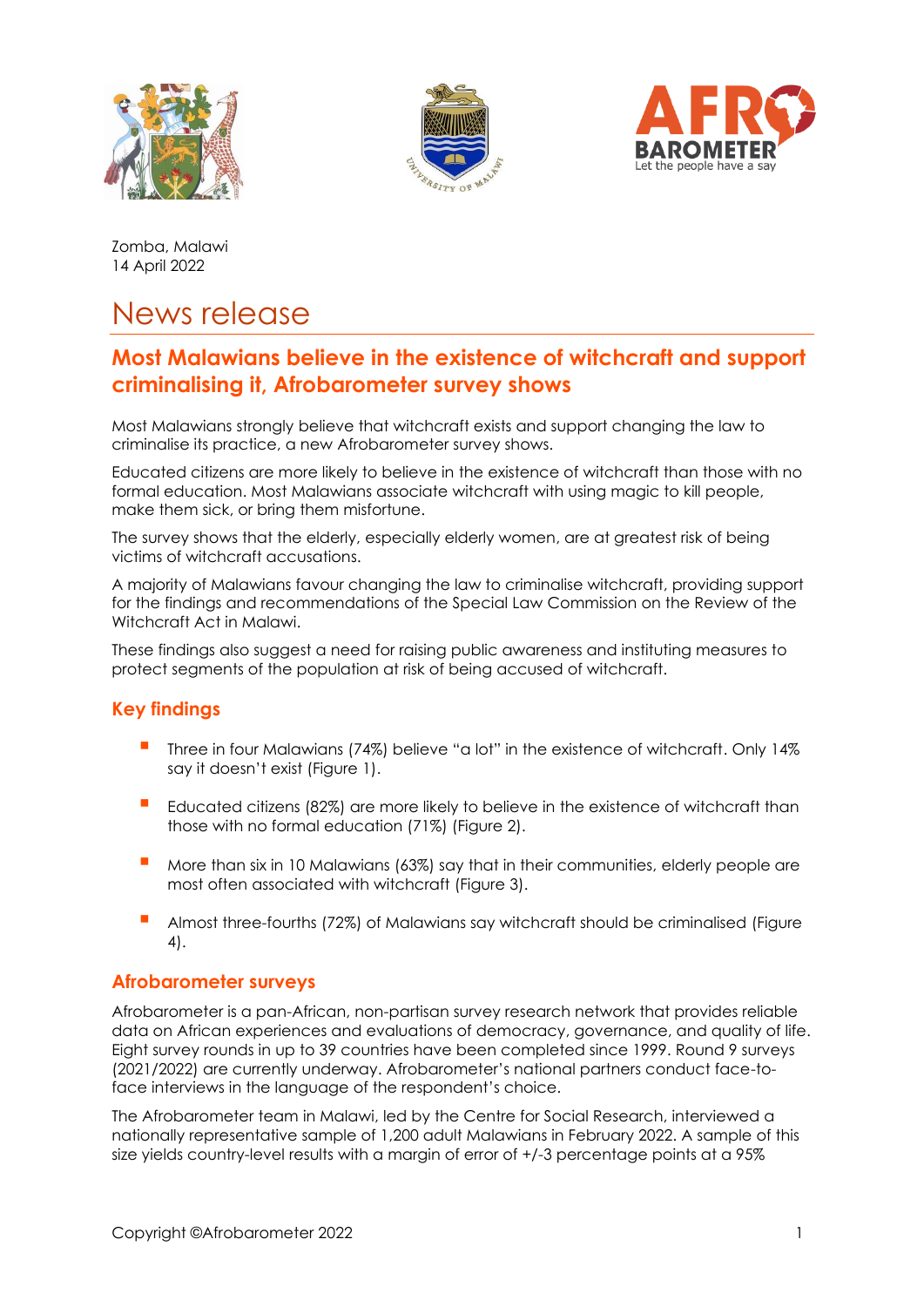Zomba, Malawi
14 April 2022

# News release

## Most Malawians believe in the existence of witchcraft and support criminalising it, Afrobarometer survey shows

Most Malawians strongly believe that witchcraft exists and support changing the law to criminalise its practice, a new Afrobarometer survey shows.

Educated citizens are more likely to believe in the existence of witchcraft than those with no formal education. Most Malawians associate witchcraft with using magic to kill people, make them sick, or bring them misfortune.

The survey shows that the elderly, especially elderly women, are at greatest risk of being victims of witchcraft accusations.

A majority of Malawians favour changing the law to criminalise witchcraft, providing support for the findings and recommendations of the Special Law Commission on the Review of the Witchcraft Act in Malawi.

These findings also suggest a need for raising public awareness and instituting measures to protect segments of the population at risk of being accused of witchcraft.

### Key findings

- Three in four Malawians (74%) believe "a lot" in the existence of witchcraft. Only 14% say it doesn't exist (Figure 1).
- Educated citizens (82%) are more likely to believe in the existence of witchcraft than those with no formal education (71%) (Figure 2).
- More than six in 10 Malawians (63%) say that in their communities, elderly people are most often associated with witchcraft (Figure 3).
- Almost three-fourths (72%) of Malawians say witchcraft should be criminalised (Figure 4).

### Afrobarometer surveys

Afrobarometer is a pan-African, non-partisan survey research network that provides reliable data on African experiences and evaluations of democracy, governance, and quality of life. Eight survey rounds in up to 39 countries have been completed since 1999. Round 9 surveys (2021/2022) are currently underway. Afrobarometer's national partners conduct face-to-face interviews in the language of the respondent's choice.

The Afrobarometer team in Malawi, led by the Centre for Social Research, interviewed a nationally representative sample of 1,200 adult Malawians in February 2022. A sample of this size yields country-level results with a margin of error of +/-3 percentage points at a 95%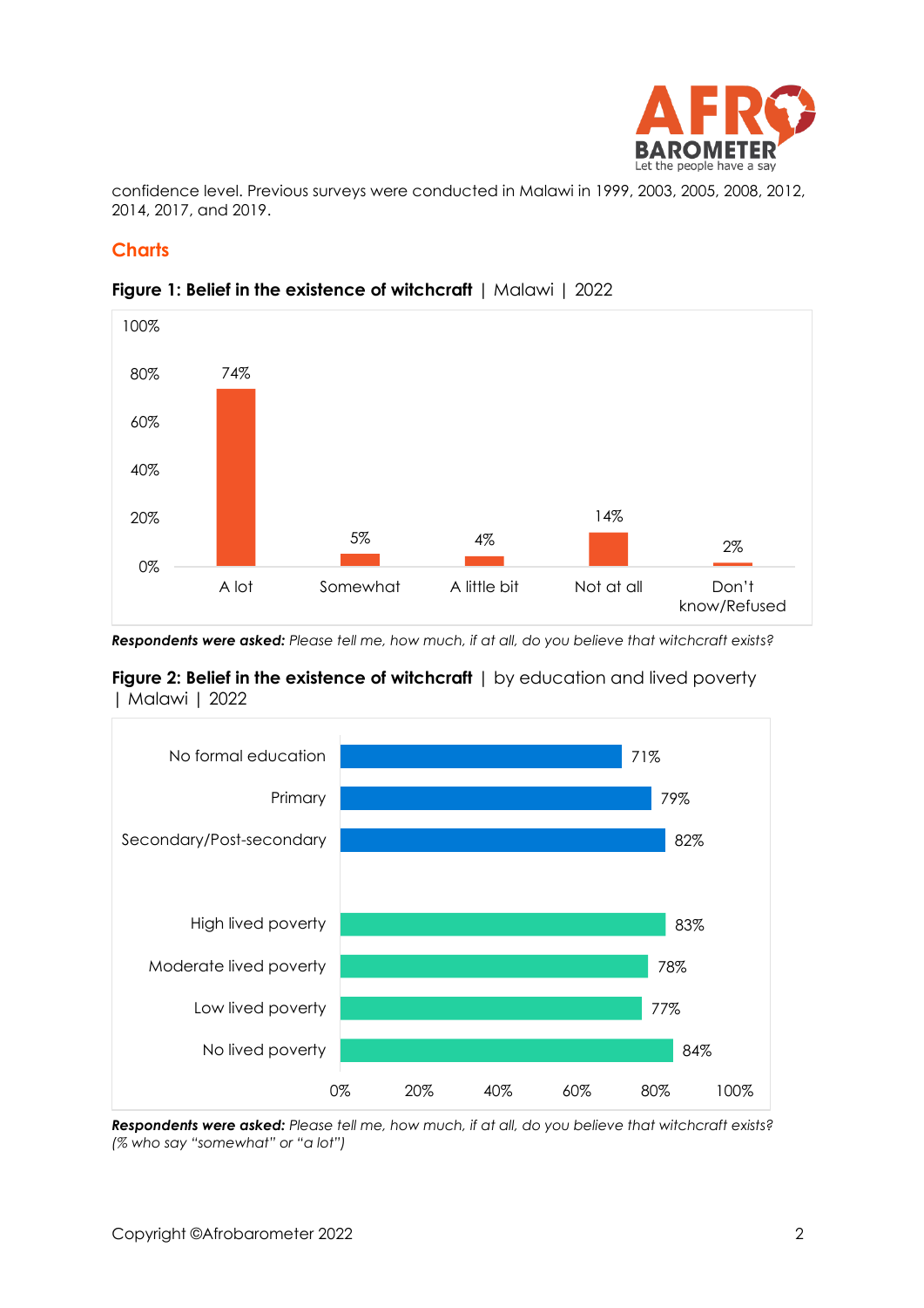confidence level. Previous surveys were conducted in Malawi in 1999, 2003, 2005, 2008, 2012, 2014, 2017, and 2019.

## Charts

**Figure 1: Belief in the existence of witchcraft** | Malawi | 2022

| Response | % |
|---|---|
| A lot | 74% |
| Somewhat | 5% |
| A little bit | 4% |
| Not at all | 14% |
| Don't know/Refused | 2% |

***Respondents were asked:*** *Please tell me, how much, if at all, do you believe that witchcraft exists?*

**Figure 2: Belief in the existence of witchcraft** | by education and lived poverty | Malawi | 2022

| Group | % |
|---|---|
| No formal education | 71% |
| Primary | 79% |
| Secondary/Post-secondary | 82% |
| High lived poverty | 83% |
| Moderate lived poverty | 78% |
| Low lived poverty | 77% |
| No lived poverty | 84% |

***Respondents were asked:*** *Please tell me, how much, if at all, do you believe that witchcraft exists? (% who say "somewhat" or "a lot")*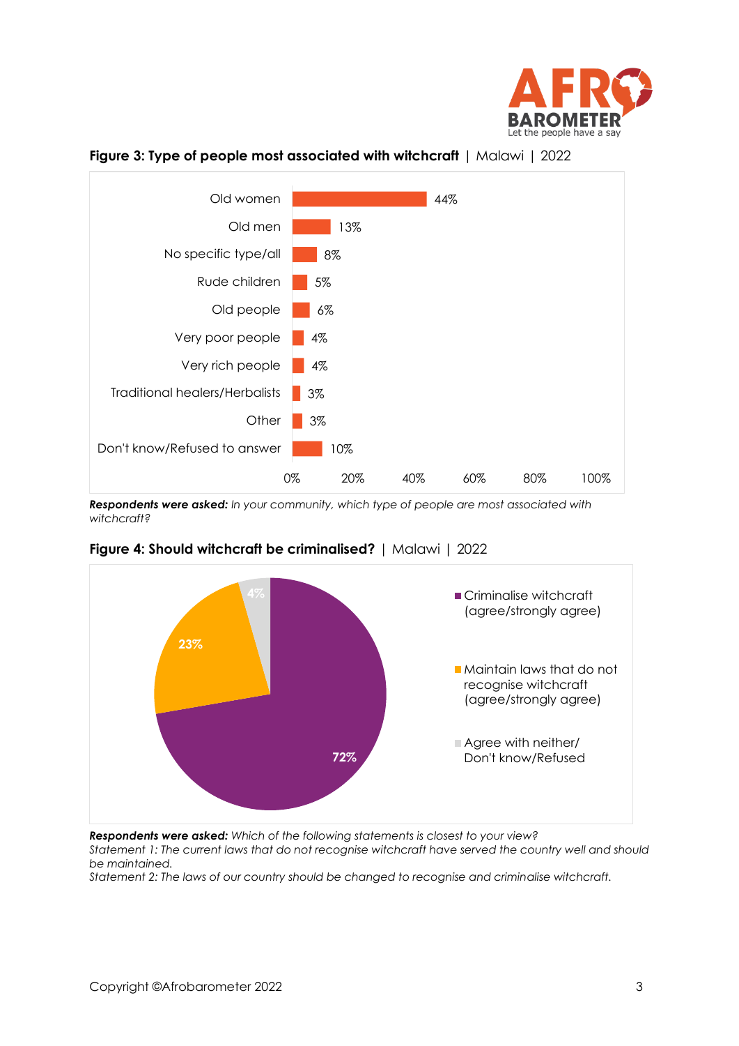**Figure 3: Type of people most associated with witchcraft** | Malawi | 2022

| Type of people | % |
|---|---|
| Old women | 44% |
| Old men | 13% |
| No specific type/all | 8% |
| Rude children | 5% |
| Old people | 6% |
| Very poor people | 4% |
| Very rich people | 4% |
| Traditional healers/Herbalists | 3% |
| Other | 3% |
| Don't know/Refused to answer | 10% |

***Respondents were asked:*** *In your community, which type of people are most associated with witchcraft?*

**Figure 4: Should witchcraft be criminalised?** | Malawi | 2022

| Response | % |
|---|---|
| Criminalise witchcraft (agree/strongly agree) | 72% |
| Maintain laws that do not recognise witchcraft (agree/strongly agree) | 23% |
| Agree with neither/ Don't know/Refused | 4% |

***Respondents were asked:*** *Which of the following statements is closest to your view?*
*Statement 1: The current laws that do not recognise witchcraft have served the country well and should be maintained.*
*Statement 2: The laws of our country should be changed to recognise and criminalise witchcraft.*

Copyright ©Afrobarometer 2022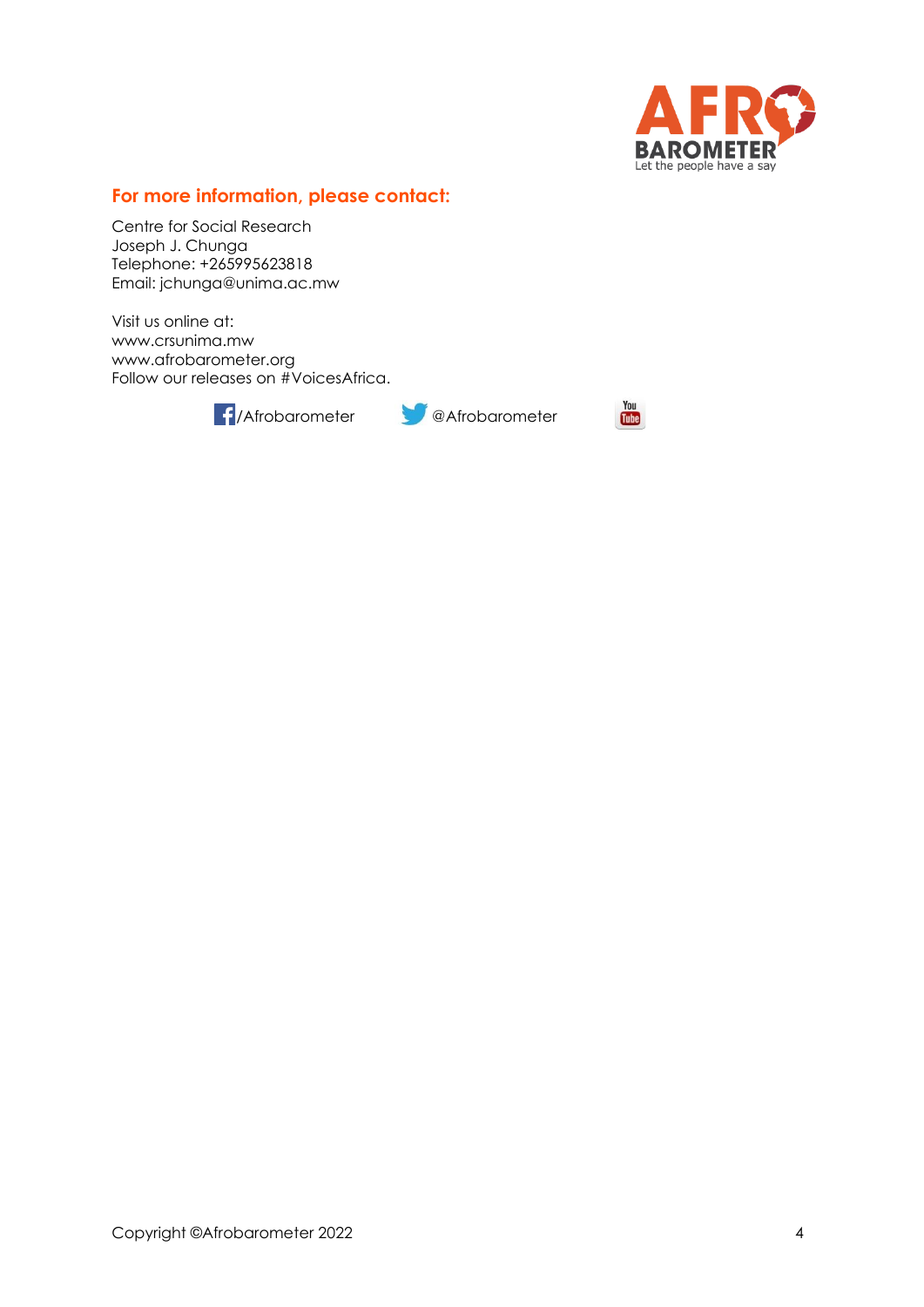## For more information, please contact:

Centre for Social Research
Joseph J. Chunga
Telephone: +265995623818
Email: jchunga@unima.ac.mw

Visit us online at:
www.crsunima.mw
www.afrobarometer.org
Follow our releases on #VoicesAfrica.

/Afrobarometer @Afrobarometer

Copyright ©Afrobarometer 2022